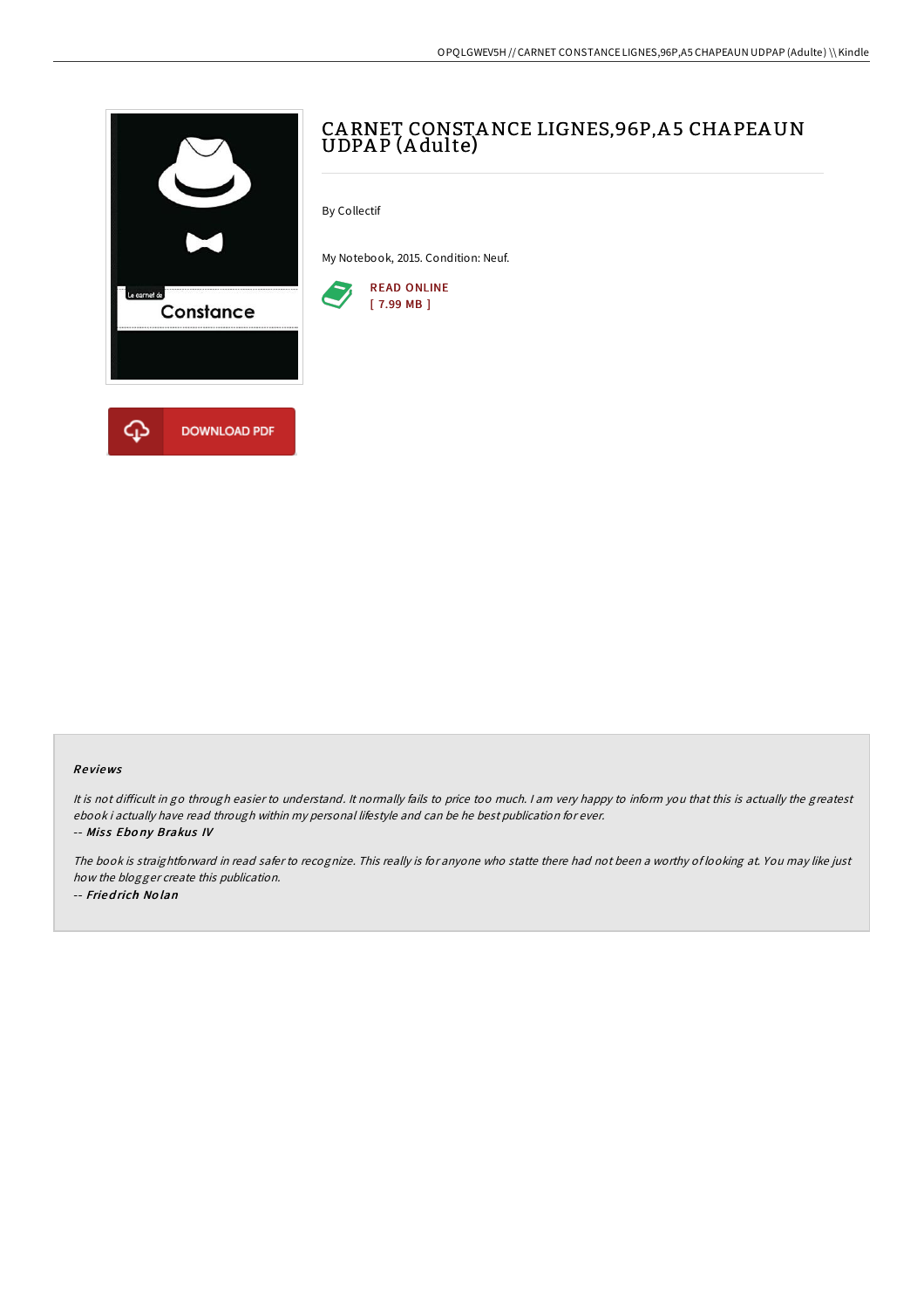# CARNET CONSTANCE LIGNES,96P,A5 CHAPEAUN UDPAP (Adulte)

By Collectif

My Notebook, 2015. Condition: Neuf.

READ ONLINE
[ 7.99 MB ]

DOWNLOAD PDF

## Reviews

*It is not difficult in go through easier to understand. It normally fails to price too much. I am very happy to inform you that this is actually the greatest ebook i actually have read through within my personal lifestyle and can be he best publication for ever.*

-- *Miss Ebony Brakus IV*

*The book is straightforward in read safer to recognize. This really is for anyone who statte there had not been a worthy of looking at. You may like just how the blogger create this publication.*

-- *Friedrich Nolan*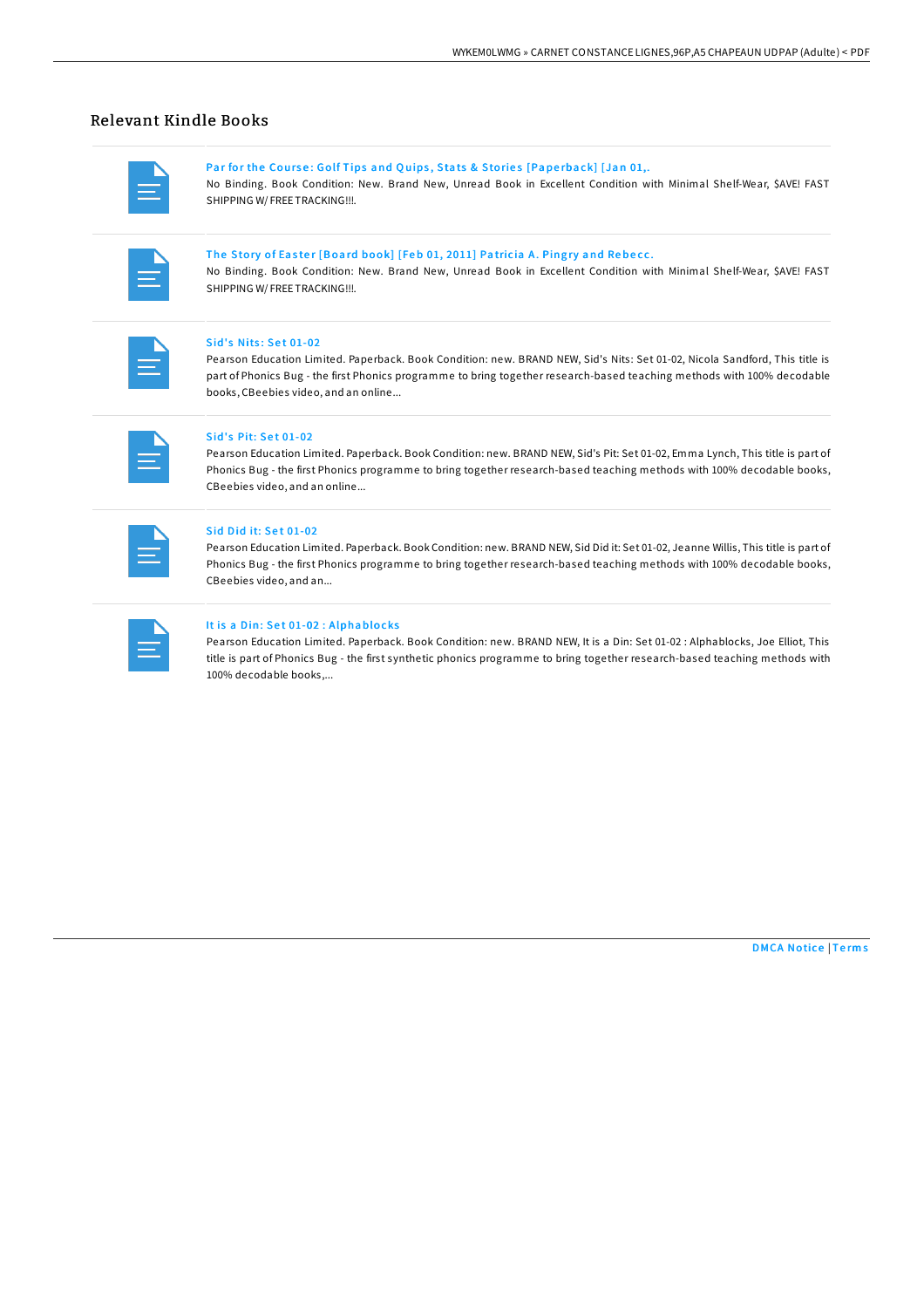## Relevant Kindle Books

### Par for the Course: Golf Tips and Quips, Stats & Stories [Paperback] [Jan 01,.

No Binding. Book Condition: New. Brand New, Unread Book in Excellent Condition with Minimal Shelf-Wear, $AVE! FAST SHIPPING W/ FREE TRACKING!!!.

### The Story of Easter [Board book] [Feb 01, 2011] Patricia A. Pingry and Rebecc.

No Binding. Book Condition: New. Brand New, Unread Book in Excellent Condition with Minimal Shelf-Wear, $AVE! FAST SHIPPING W/ FREE TRACKING!!!.

### Sid's Nits: Set 01-02

Pearson Education Limited. Paperback. Book Condition: new. BRAND NEW, Sid's Nits: Set 01-02, Nicola Sandford, This title is part of Phonics Bug - the first Phonics programme to bring together research-based teaching methods with 100% decodable books, CBeebies video, and an online...

### Sid's Pit: Set 01-02

Pearson Education Limited. Paperback. Book Condition: new. BRAND NEW, Sid's Pit: Set 01-02, Emma Lynch, This title is part of Phonics Bug - the first Phonics programme to bring together research-based teaching methods with 100% decodable books, CBeebies video, and an online...

### Sid Did it: Set 01-02

Pearson Education Limited. Paperback. Book Condition: new. BRAND NEW, Sid Did it: Set 01-02, Jeanne Willis, This title is part of Phonics Bug - the first Phonics programme to bring together research-based teaching methods with 100% decodable books, CBeebies video, and an...

### It is a Din: Set 01-02 : Alphablocks

Pearson Education Limited. Paperback. Book Condition: new. BRAND NEW, It is a Din: Set 01-02 : Alphablocks, Joe Elliot, This title is part of Phonics Bug - the first synthetic phonics programme to bring together research-based teaching methods with 100% decodable books,...